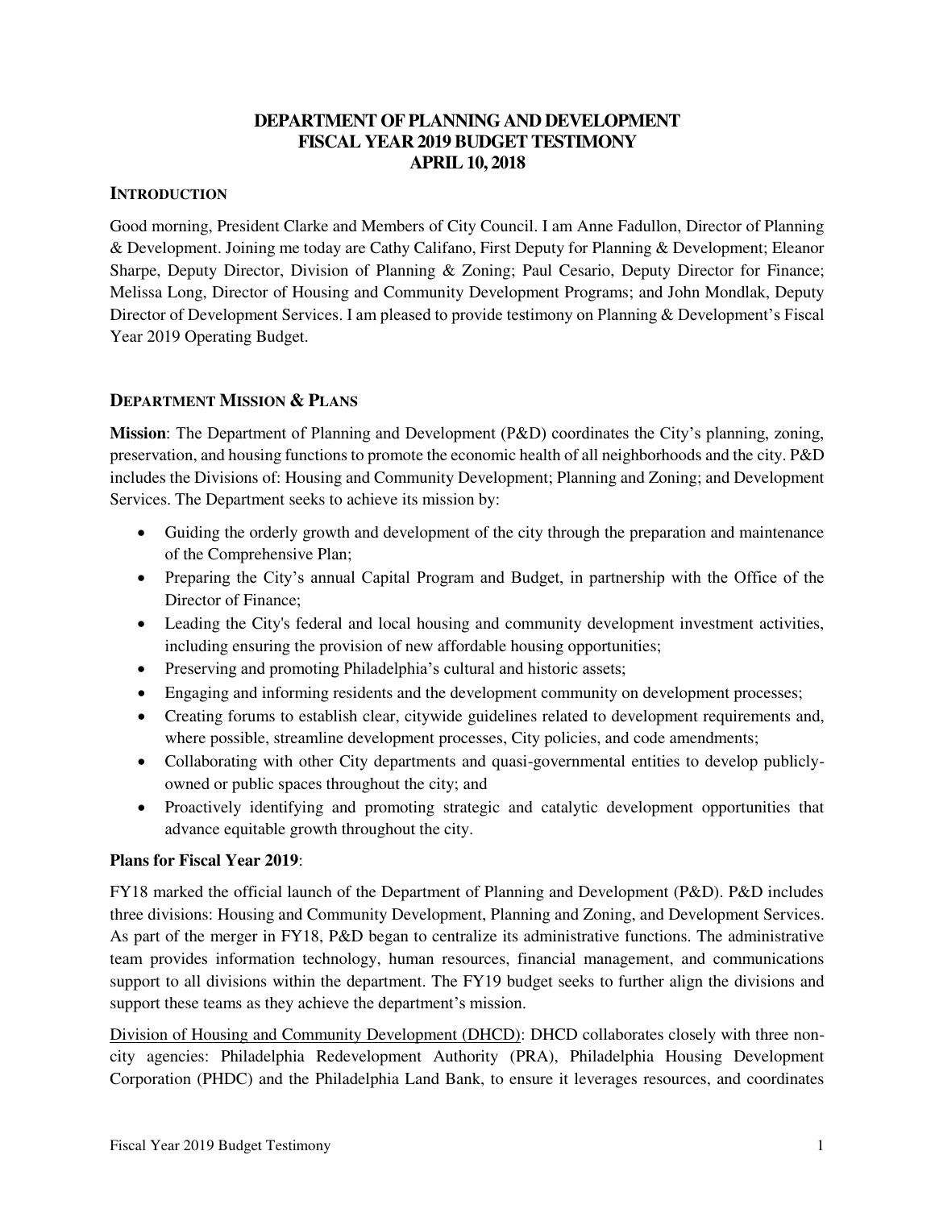# DEPARTMENT OF PLANNING AND DEVELOPMENT
# FISCAL YEAR 2019 BUDGET TESTIMONY
# APRIL 10, 2018

## INTRODUCTION

Good morning, President Clarke and Members of City Council. I am Anne Fadullon, Director of Planning & Development. Joining me today are Cathy Califano, First Deputy for Planning & Development; Eleanor Sharpe, Deputy Director, Division of Planning & Zoning; Paul Cesario, Deputy Director for Finance; Melissa Long, Director of Housing and Community Development Programs; and John Mondlak, Deputy Director of Development Services. I am pleased to provide testimony on Planning & Development's Fiscal Year 2019 Operating Budget.

## DEPARTMENT MISSION & PLANS

**Mission**: The Department of Planning and Development (P&D) coordinates the City's planning, zoning, preservation, and housing functions to promote the economic health of all neighborhoods and the city. P&D includes the Divisions of: Housing and Community Development; Planning and Zoning; and Development Services. The Department seeks to achieve its mission by:

- Guiding the orderly growth and development of the city through the preparation and maintenance of the Comprehensive Plan;
- Preparing the City's annual Capital Program and Budget, in partnership with the Office of the Director of Finance;
- Leading the City's federal and local housing and community development investment activities, including ensuring the provision of new affordable housing opportunities;
- Preserving and promoting Philadelphia's cultural and historic assets;
- Engaging and informing residents and the development community on development processes;
- Creating forums to establish clear, citywide guidelines related to development requirements and, where possible, streamline development processes, City policies, and code amendments;
- Collaborating with other City departments and quasi-governmental entities to develop publicly-owned or public spaces throughout the city; and
- Proactively identifying and promoting strategic and catalytic development opportunities that advance equitable growth throughout the city.

**Plans for Fiscal Year 2019**:

FY18 marked the official launch of the Department of Planning and Development (P&D). P&D includes three divisions: Housing and Community Development, Planning and Zoning, and Development Services. As part of the merger in FY18, P&D began to centralize its administrative functions. The administrative team provides information technology, human resources, financial management, and communications support to all divisions within the department. The FY19 budget seeks to further align the divisions and support these teams as they achieve the department's mission.

Division of Housing and Community Development (DHCD): DHCD collaborates closely with three non-city agencies: Philadelphia Redevelopment Authority (PRA), Philadelphia Housing Development Corporation (PHDC) and the Philadelphia Land Bank, to ensure it leverages resources, and coordinates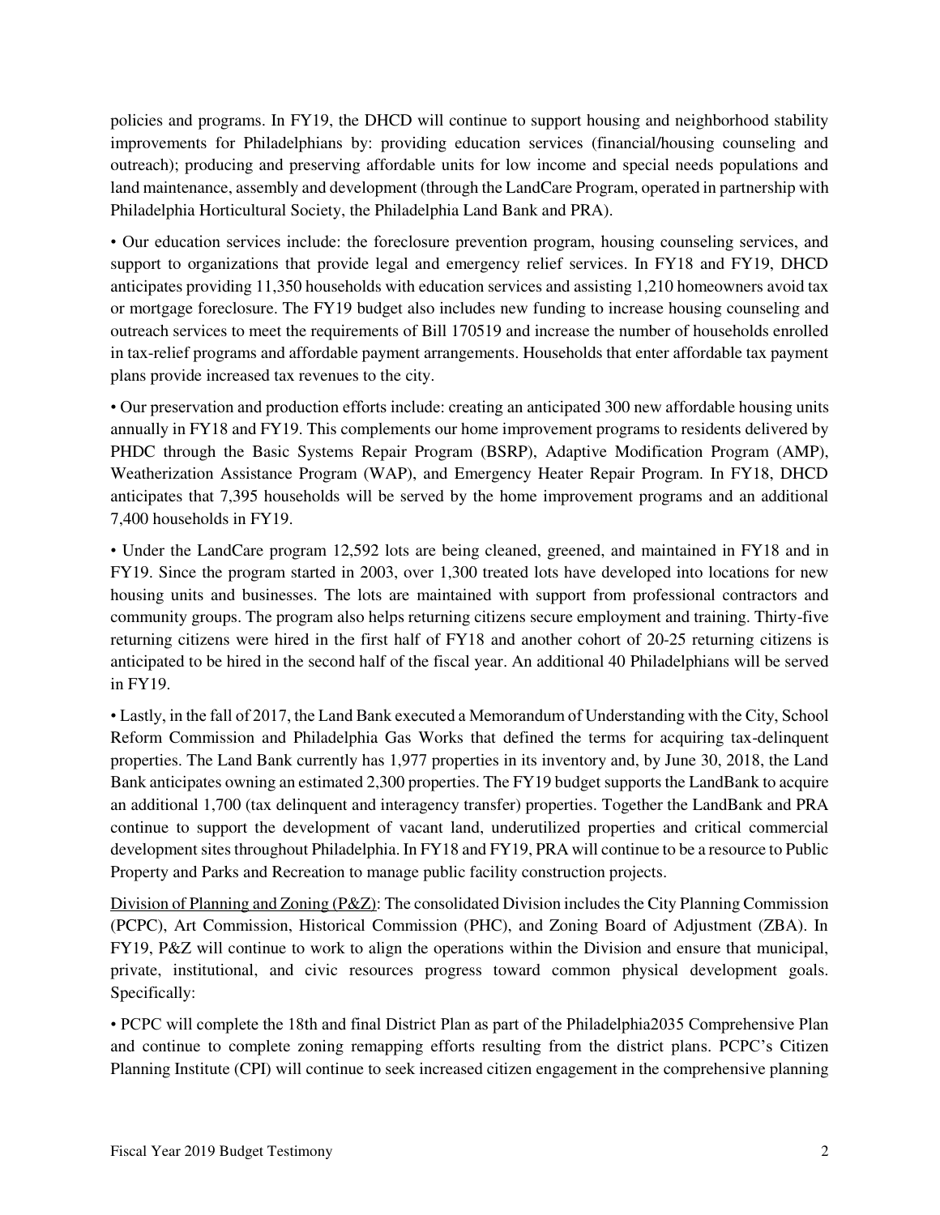policies and programs. In FY19, the DHCD will continue to support housing and neighborhood stability improvements for Philadelphians by: providing education services (financial/housing counseling and outreach); producing and preserving affordable units for low income and special needs populations and land maintenance, assembly and development (through the LandCare Program, operated in partnership with Philadelphia Horticultural Society, the Philadelphia Land Bank and PRA).

• Our education services include: the foreclosure prevention program, housing counseling services, and support to organizations that provide legal and emergency relief services. In FY18 and FY19, DHCD anticipates providing 11,350 households with education services and assisting 1,210 homeowners avoid tax or mortgage foreclosure. The FY19 budget also includes new funding to increase housing counseling and outreach services to meet the requirements of Bill 170519 and increase the number of households enrolled in tax-relief programs and affordable payment arrangements. Households that enter affordable tax payment plans provide increased tax revenues to the city.

• Our preservation and production efforts include: creating an anticipated 300 new affordable housing units annually in FY18 and FY19. This complements our home improvement programs to residents delivered by PHDC through the Basic Systems Repair Program (BSRP), Adaptive Modification Program (AMP), Weatherization Assistance Program (WAP), and Emergency Heater Repair Program. In FY18, DHCD anticipates that 7,395 households will be served by the home improvement programs and an additional 7,400 households in FY19.

• Under the LandCare program 12,592 lots are being cleaned, greened, and maintained in FY18 and in FY19. Since the program started in 2003, over 1,300 treated lots have developed into locations for new housing units and businesses. The lots are maintained with support from professional contractors and community groups. The program also helps returning citizens secure employment and training. Thirty-five returning citizens were hired in the first half of FY18 and another cohort of 20-25 returning citizens is anticipated to be hired in the second half of the fiscal year. An additional 40 Philadelphians will be served in FY19.

• Lastly, in the fall of 2017, the Land Bank executed a Memorandum of Understanding with the City, School Reform Commission and Philadelphia Gas Works that defined the terms for acquiring tax-delinquent properties. The Land Bank currently has 1,977 properties in its inventory and, by June 30, 2018, the Land Bank anticipates owning an estimated 2,300 properties. The FY19 budget supports the LandBank to acquire an additional 1,700 (tax delinquent and interagency transfer) properties. Together the LandBank and PRA continue to support the development of vacant land, underutilized properties and critical commercial development sites throughout Philadelphia. In FY18 and FY19, PRA will continue to be a resource to Public Property and Parks and Recreation to manage public facility construction projects.

Division of Planning and Zoning (P&Z): The consolidated Division includes the City Planning Commission (PCPC), Art Commission, Historical Commission (PHC), and Zoning Board of Adjustment (ZBA). In FY19, P&Z will continue to work to align the operations within the Division and ensure that municipal, private, institutional, and civic resources progress toward common physical development goals. Specifically:

• PCPC will complete the 18th and final District Plan as part of the Philadelphia2035 Comprehensive Plan and continue to complete zoning remapping efforts resulting from the district plans. PCPC's Citizen Planning Institute (CPI) will continue to seek increased citizen engagement in the comprehensive planning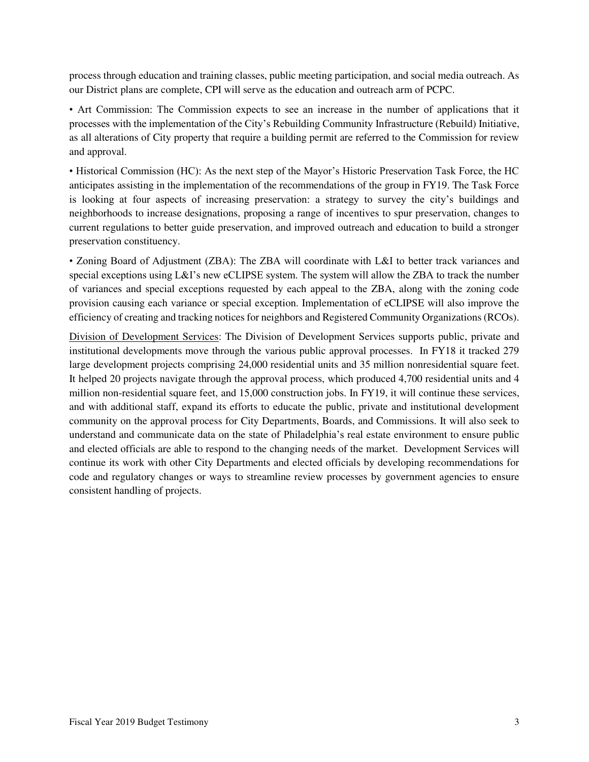process through education and training classes, public meeting participation, and social media outreach. As our District plans are complete, CPI will serve as the education and outreach arm of PCPC.

• Art Commission: The Commission expects to see an increase in the number of applications that it processes with the implementation of the City's Rebuilding Community Infrastructure (Rebuild) Initiative, as all alterations of City property that require a building permit are referred to the Commission for review and approval.

• Historical Commission (HC): As the next step of the Mayor's Historic Preservation Task Force, the HC anticipates assisting in the implementation of the recommendations of the group in FY19. The Task Force is looking at four aspects of increasing preservation: a strategy to survey the city's buildings and neighborhoods to increase designations, proposing a range of incentives to spur preservation, changes to current regulations to better guide preservation, and improved outreach and education to build a stronger preservation constituency.

• Zoning Board of Adjustment (ZBA): The ZBA will coordinate with L&I to better track variances and special exceptions using L&I's new eCLIPSE system. The system will allow the ZBA to track the number of variances and special exceptions requested by each appeal to the ZBA, along with the zoning code provision causing each variance or special exception. Implementation of eCLIPSE will also improve the efficiency of creating and tracking notices for neighbors and Registered Community Organizations (RCOs).

<u>Division of Development Services</u>: The Division of Development Services supports public, private and institutional developments move through the various public approval processes. In FY18 it tracked 279 large development projects comprising 24,000 residential units and 35 million nonresidential square feet. It helped 20 projects navigate through the approval process, which produced 4,700 residential units and 4 million non-residential square feet, and 15,000 construction jobs. In FY19, it will continue these services, and with additional staff, expand its efforts to educate the public, private and institutional development community on the approval process for City Departments, Boards, and Commissions. It will also seek to understand and communicate data on the state of Philadelphia's real estate environment to ensure public and elected officials are able to respond to the changing needs of the market. Development Services will continue its work with other City Departments and elected officials by developing recommendations for code and regulatory changes or ways to streamline review processes by government agencies to ensure consistent handling of projects.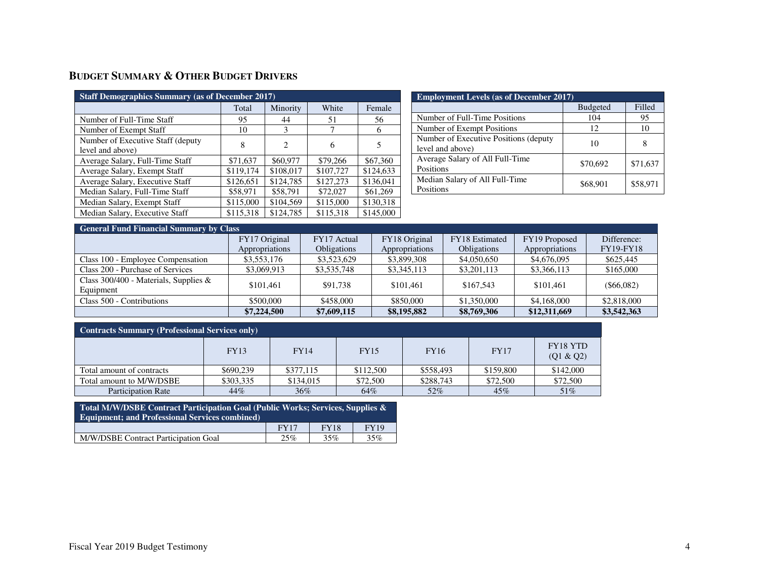## Budget Summary & Other Budget Drivers

| Staff Demographics Summary (as of December 2017) | | | | |
|---|---|---|---|---|
| | Total | Minority | White | Female |
| Number of Full-Time Staff | 95 | 44 | 51 | 56 |
| Number of Exempt Staff | 10 | 3 | 7 | 6 |
| Number of Executive Staff (deputy level and above) | 8 | 2 | 6 | 5 |
| Average Salary, Full-Time Staff | $71,637 | $60,977 | $79,266 | $67,360 |
| Average Salary, Exempt Staff | $119,174 | $108,017 | $107,727 | $124,633 |
| Average Salary, Executive Staff | $126,651 | $124,785 | $127,273 | $136,041 |
| Median Salary, Full-Time Staff | $58,971 | $58,791 | $72,027 | $61,269 |
| Median Salary, Exempt Staff | $115,000 | $104,569 | $115,000 | $130,318 |
| Median Salary, Executive Staff | $115,318 | $124,785 | $115,318 | $145,000 |

| Employment Levels (as of December 2017) | | |
|---|---|---|
| | Budgeted | Filled |
| Number of Full-Time Positions | 104 | 95 |
| Number of Exempt Positions | 12 | 10 |
| Number of Executive Positions (deputy level and above) | 10 | 8 |
| Average Salary of All Full-Time Positions | $70,692 | $71,637 |
| Median Salary of All Full-Time Positions | $68,901 | $58,971 |

| General Fund Financial Summary by Class | | | | | | |
|---|---|---|---|---|---|---|
| | FY17 Original Appropriations | FY17 Actual Obligations | FY18 Original Appropriations | FY18 Estimated Obligations | FY19 Proposed Appropriations | Difference: FY19-FY18 |
| Class 100 - Employee Compensation | $3,553,176 | $3,523,629 | $3,899,308 | $4,050,650 | $4,676,095 | $625,445 |
| Class 200 - Purchase of Services | $3,069,913 | $3,535,748 | $3,345,113 | $3,201,113 | $3,366,113 | $165,000 |
| Class 300/400 - Materials, Supplies & Equipment | $101,461 | $91,738 | $101,461 | $167,543 | $101,461 | ($66,082) |
| Class 500 - Contributions | $500,000 | $458,000 | $850,000 | $1,350,000 | $4,168,000 | $2,818,000 |
| | **$7,224,500** | **$7,609,115** | **$8,195,882** | **$8,769,306** | **$12,311,669** | **$3,542,363** |

| Contracts Summary (Professional Services only) | | | | | | |
|---|---|---|---|---|---|---|
| | FY13 | FY14 | FY15 | FY16 | FY17 | FY18 YTD (Q1 & Q2) |
| Total amount of contracts | $690,239 | $377,115 | $112,500 | $558,493 | $159,800 | $142,000 |
| Total amount to M/W/DSBE | $303,335 | $134,015 | $72,500 | $288,743 | $72,500 | $72,500 |
| Participation Rate | 44% | 36% | 64% | 52% | 45% | 51% |

| Total M/W/DSBE Contract Participation Goal (Public Works; Services, Supplies & Equipment; and Professional Services combined) | | | |
|---|---|---|---|
| | FY17 | FY18 | FY19 |
| M/W/DSBE Contract Participation Goal | 25% | 35% | 35% |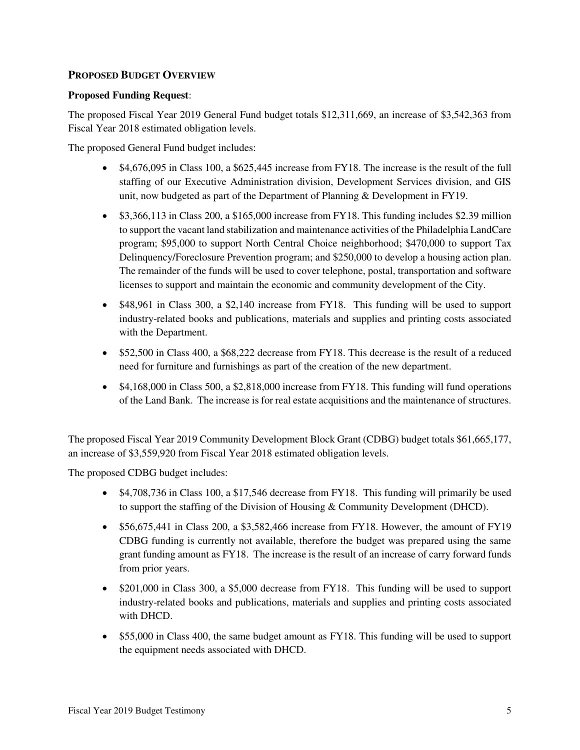## PROPOSED BUDGET OVERVIEW

**Proposed Funding Request**:

The proposed Fiscal Year 2019 General Fund budget totals $12,311,669, an increase of $3,542,363 from Fiscal Year 2018 estimated obligation levels.

The proposed General Fund budget includes:

- $4,676,095 in Class 100, a $625,445 increase from FY18. The increase is the result of the full staffing of our Executive Administration division, Development Services division, and GIS unit, now budgeted as part of the Department of Planning & Development in FY19.
- $3,366,113 in Class 200, a $165,000 increase from FY18. This funding includes $2.39 million to support the vacant land stabilization and maintenance activities of the Philadelphia LandCare program; $95,000 to support North Central Choice neighborhood; $470,000 to support Tax Delinquency/Foreclosure Prevention program; and $250,000 to develop a housing action plan. The remainder of the funds will be used to cover telephone, postal, transportation and software licenses to support and maintain the economic and community development of the City.
- $48,961 in Class 300, a $2,140 increase from FY18. This funding will be used to support industry-related books and publications, materials and supplies and printing costs associated with the Department.
- $52,500 in Class 400, a $68,222 decrease from FY18. This decrease is the result of a reduced need for furniture and furnishings as part of the creation of the new department.
- $4,168,000 in Class 500, a $2,818,000 increase from FY18. This funding will fund operations of the Land Bank. The increase is for real estate acquisitions and the maintenance of structures.

The proposed Fiscal Year 2019 Community Development Block Grant (CDBG) budget totals $61,665,177, an increase of $3,559,920 from Fiscal Year 2018 estimated obligation levels.

The proposed CDBG budget includes:

- $4,708,736 in Class 100, a $17,546 decrease from FY18. This funding will primarily be used to support the staffing of the Division of Housing & Community Development (DHCD).
- $56,675,441 in Class 200, a $3,582,466 increase from FY18. However, the amount of FY19 CDBG funding is currently not available, therefore the budget was prepared using the same grant funding amount as FY18. The increase is the result of an increase of carry forward funds from prior years.
- $201,000 in Class 300, a $5,000 decrease from FY18. This funding will be used to support industry-related books and publications, materials and supplies and printing costs associated with DHCD.
- $55,000 in Class 400, the same budget amount as FY18. This funding will be used to support the equipment needs associated with DHCD.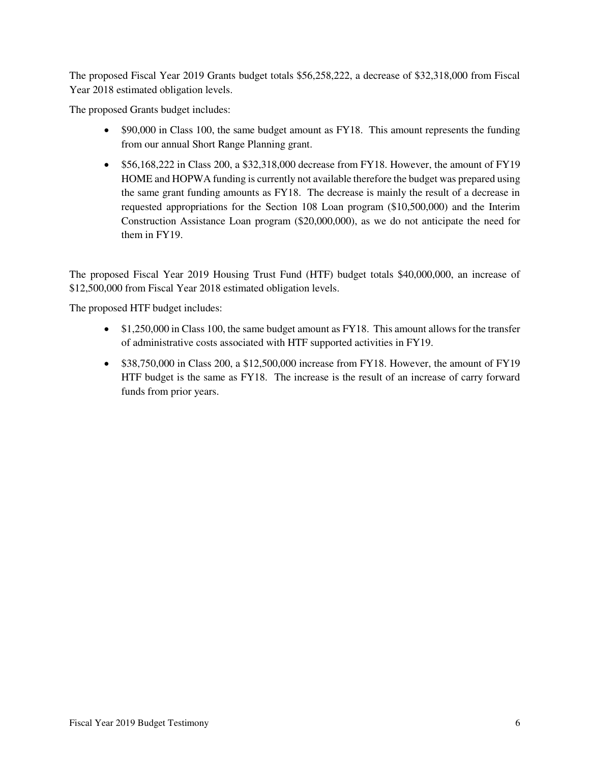The proposed Fiscal Year 2019 Grants budget totals $56,258,222, a decrease of $32,318,000 from Fiscal Year 2018 estimated obligation levels.

The proposed Grants budget includes:

- $90,000 in Class 100, the same budget amount as FY18. This amount represents the funding from our annual Short Range Planning grant.
- $56,168,222 in Class 200, a $32,318,000 decrease from FY18. However, the amount of FY19 HOME and HOPWA funding is currently not available therefore the budget was prepared using the same grant funding amounts as FY18. The decrease is mainly the result of a decrease in requested appropriations for the Section 108 Loan program ($10,500,000) and the Interim Construction Assistance Loan program ($20,000,000), as we do not anticipate the need for them in FY19.

The proposed Fiscal Year 2019 Housing Trust Fund (HTF) budget totals $40,000,000, an increase of $12,500,000 from Fiscal Year 2018 estimated obligation levels.

The proposed HTF budget includes:

- $1,250,000 in Class 100, the same budget amount as FY18. This amount allows for the transfer of administrative costs associated with HTF supported activities in FY19.
- $38,750,000 in Class 200, a $12,500,000 increase from FY18. However, the amount of FY19 HTF budget is the same as FY18. The increase is the result of an increase of carry forward funds from prior years.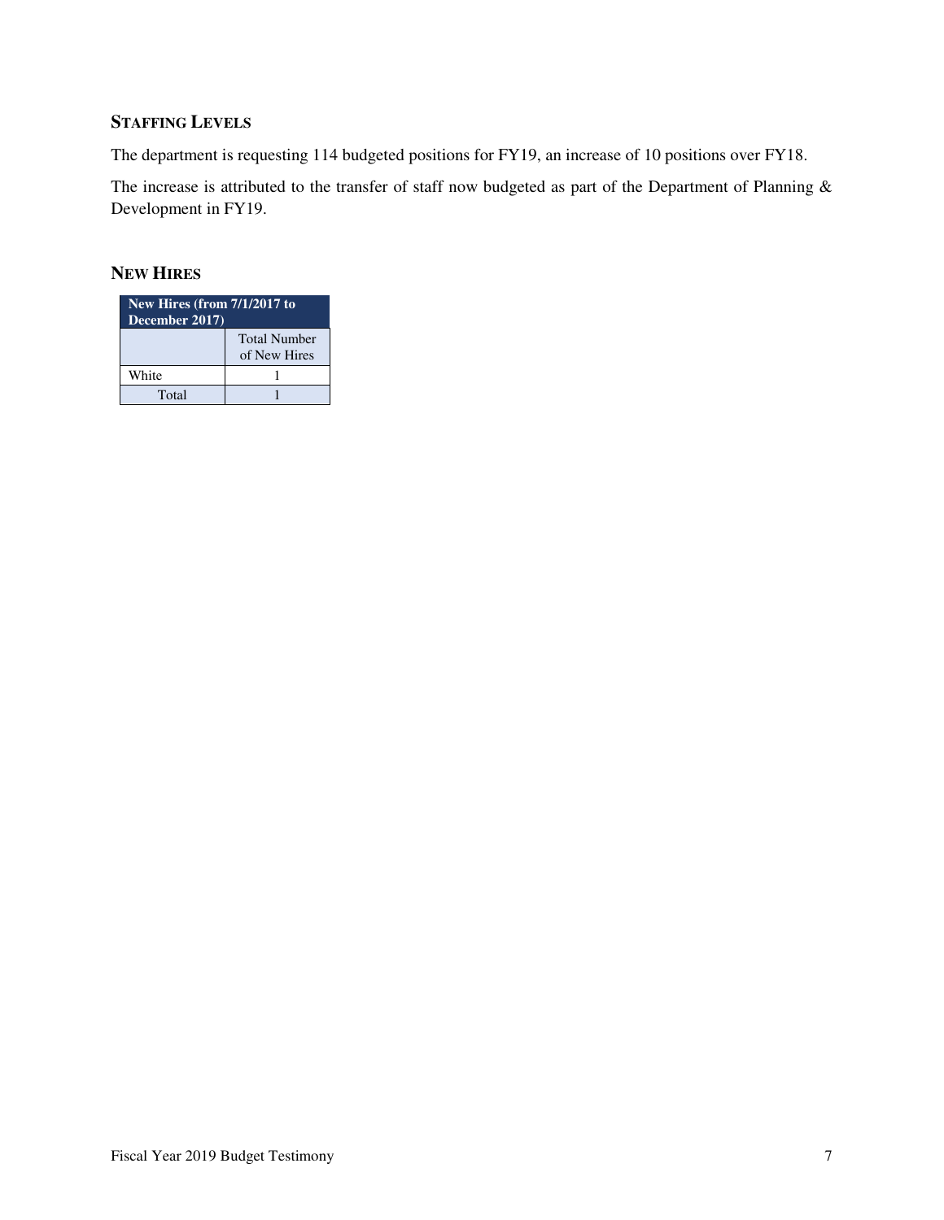## STAFFING LEVELS

The department is requesting 114 budgeted positions for FY19, an increase of 10 positions over FY18.

The increase is attributed to the transfer of staff now budgeted as part of the Department of Planning & Development in FY19.

## NEW HIRES

| New Hires (from 7/1/2017 to December 2017) | |
|---|---|
| | Total Number of New Hires |
| White | 1 |
| Total | 1 |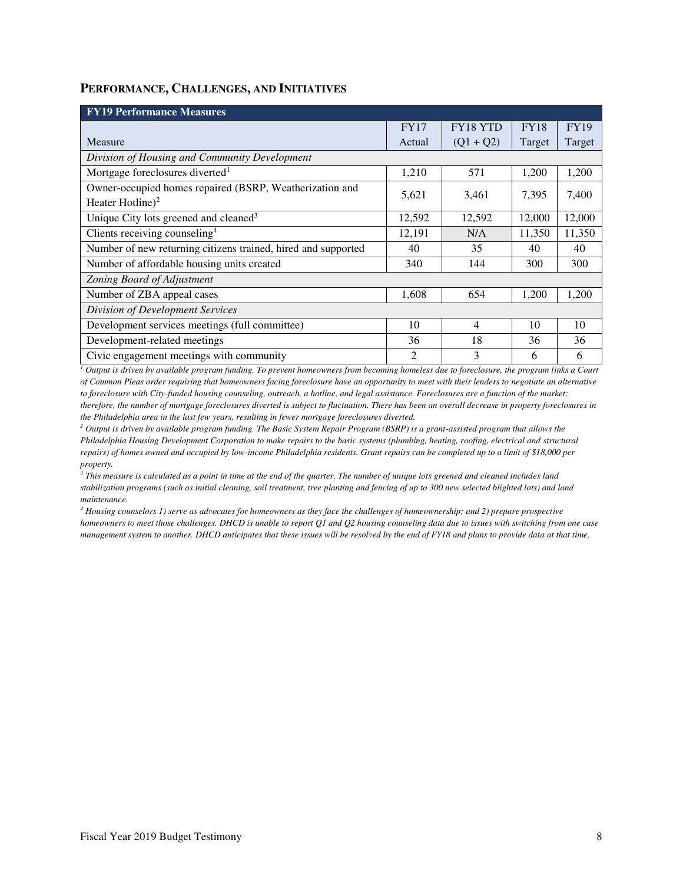## PERFORMANCE, CHALLENGES, AND INITIATIVES

| FY19 Performance Measures | | | | |
|---|---|---|---|---|
| Measure | FY17 Actual | FY18 YTD (Q1 + Q2) | FY18 Target | FY19 Target |
| *Division of Housing and Community Development* | | | | |
| Mortgage foreclosures diverted[1] | 1,210 | 571 | 1,200 | 1,200 |
| Owner-occupied homes repaired (BSRP, Weatherization and Heater Hotline)[2] | 5,621 | 3,461 | 7,395 | 7,400 |
| Unique City lots greened and cleaned[3] | 12,592 | 12,592 | 12,000 | 12,000 |
| Clients receiving counseling[4] | 12,191 | N/A | 11,350 | 11,350 |
| Number of new returning citizens trained, hired and supported | 40 | 35 | 40 | 40 |
| Number of affordable housing units created | 340 | 144 | 300 | 300 |
| *Zoning Board of Adjustment* | | | | |
| Number of ZBA appeal cases | 1,608 | 654 | 1,200 | 1,200 |
| *Division of Development Services* | | | | |
| Development services meetings (full committee) | 10 | 4 | 10 | 10 |
| Development-related meetings | 36 | 18 | 36 | 36 |
| Civic engagement meetings with community | 2 | 3 | 6 | 6 |

*[1] Output is driven by available program funding. To prevent homeowners from becoming homeless due to foreclosure, the program links a Court of Common Pleas order requiring that homeowners facing foreclosure have an opportunity to meet with their lenders to negotiate an alternative to foreclosure with City-funded housing counseling, outreach, a hotline, and legal assistance. Foreclosures are a function of the market; therefore, the number of mortgage foreclosures diverted is subject to fluctuation. There has been an overall decrease in property foreclosures in the Philadelphia area in the last few years, resulting in fewer mortgage foreclosures diverted.*

*[2] Output is driven by available program funding. The Basic System Repair Program (BSRP) is a grant-assisted program that allows the Philadelphia Housing Development Corporation to make repairs to the basic systems (plumbing, heating, roofing, electrical and structural repairs) of homes owned and occupied by low-income Philadelphia residents. Grant repairs can be completed up to a limit of $18,000 per property.*

*[3] This measure is calculated as a point in time at the end of the quarter. The number of unique lots greened and cleaned includes land stabilization programs (such as initial cleaning, soil treatment, tree planting and fencing of up to 300 new selected blighted lots) and land maintenance.*

*[4] Housing counselors 1) serve as advocates for homeowners as they face the challenges of homeownership; and 2) prepare prospective homeowners to meet those challenges. DHCD is unable to report Q1 and Q2 housing counseling data due to issues with switching from one case management system to another. DHCD anticipates that these issues will be resolved by the end of FY18 and plans to provide data at that time.*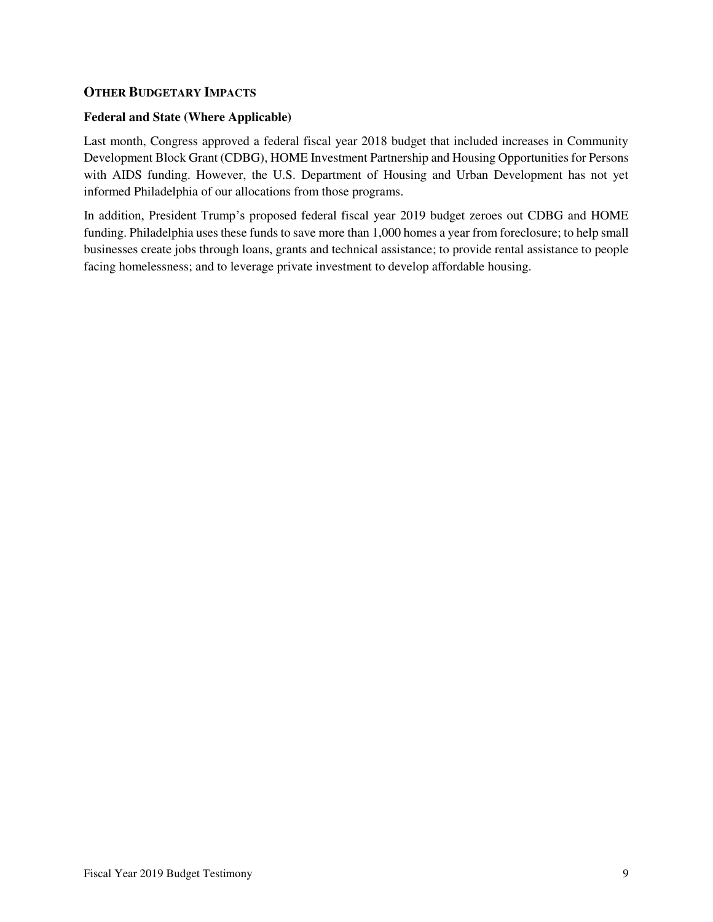## OTHER BUDGETARY IMPACTS

### Federal and State (Where Applicable)

Last month, Congress approved a federal fiscal year 2018 budget that included increases in Community Development Block Grant (CDBG), HOME Investment Partnership and Housing Opportunities for Persons with AIDS funding. However, the U.S. Department of Housing and Urban Development has not yet informed Philadelphia of our allocations from those programs.

In addition, President Trump's proposed federal fiscal year 2019 budget zeroes out CDBG and HOME funding. Philadelphia uses these funds to save more than 1,000 homes a year from foreclosure; to help small businesses create jobs through loans, grants and technical assistance; to provide rental assistance to people facing homelessness; and to leverage private investment to develop affordable housing.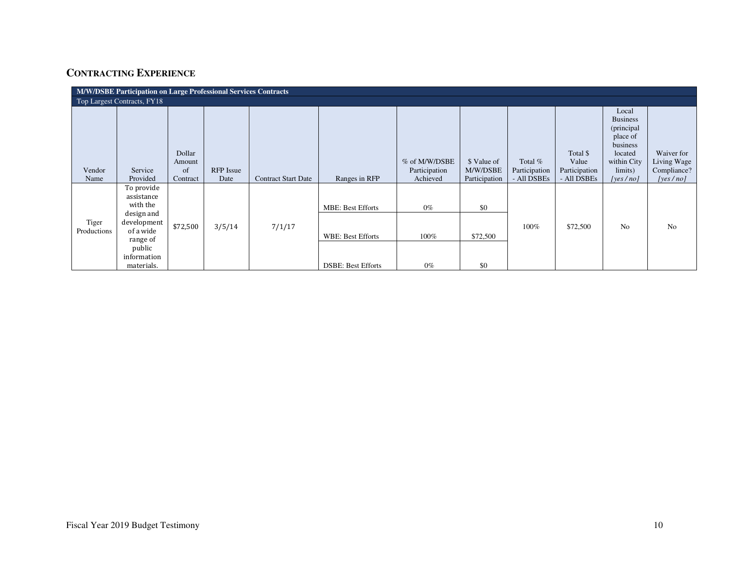## CONTRACTING EXPERIENCE

| M/W/DSBE Participation on Large Professional Services Contracts | | | | | | | | | | | |
|---|---|---|---|---|---|---|---|---|---|---|---|
| Top Largest Contracts, FY18 | | | | | | | | | | | |
| Vendor Name | Service Provided | Dollar Amount of Contract | RFP Issue Date | Contract Start Date | Ranges in RFP | % of M/W/DSBE Participation Achieved | $ Value of M/W/DSBE Participation | Total % Participation - All DSBEs | Total $ Value Participation - All DSBEs | Local Business (principal place of business located within City limits) *[yes / no]* | Waiver for Living Wage Compliance? *[yes / no]* |
| Tiger Productions | To provide assistance with the design and development of a wide range of public information materials. | $72,500 | 3/5/14 | 7/1/17 | MBE: Best Efforts | 0% | $0 | 100% | $72,500 | No | No |
| | | | | | WBE: Best Efforts | 100% | $72,500 | | | | |
| | | | | | DSBE: Best Efforts | 0% | $0 | | | | |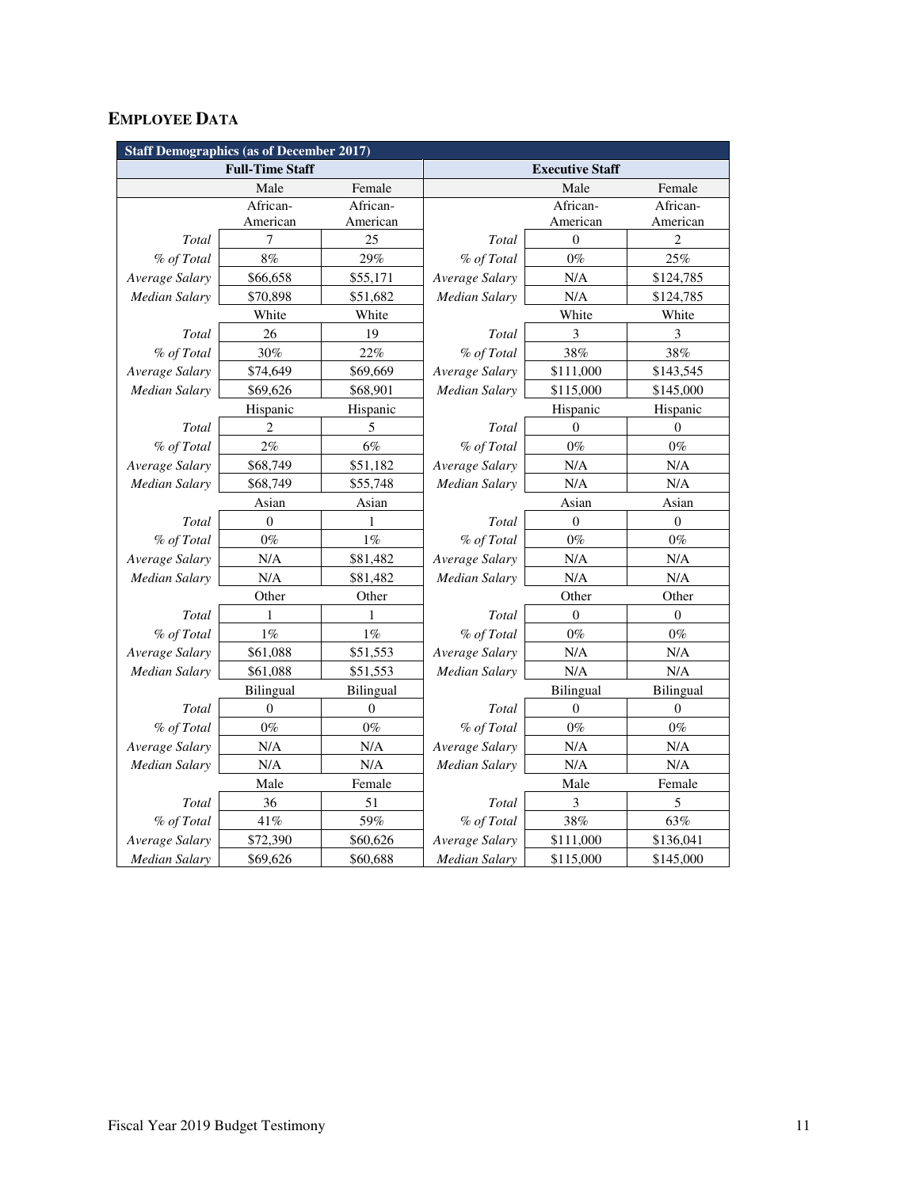## EMPLOYEE DATA

| Staff Demographics (as of December 2017) | | | | | |
|---|---|---|---|---|---|
| **Full-Time Staff** | | | **Executive Staff** | | |
| | Male | Female | | Male | Female |
| | African-American | African-American | | African-American | African-American |
| *Total* | 7 | 25 | *Total* | 0 | 2 |
| *% of Total* | 8% | 29% | *% of Total* | 0% | 25% |
| *Average Salary* | $66,658 | $55,171 | *Average Salary* | N/A | $124,785 |
| *Median Salary* | $70,898 | $51,682 | *Median Salary* | N/A | $124,785 |
| | White | White | | White | White |
| *Total* | 26 | 19 | *Total* | 3 | 3 |
| *% of Total* | 30% | 22% | *% of Total* | 38% | 38% |
| *Average Salary* | $74,649 | $69,669 | *Average Salary* | $111,000 | $143,545 |
| *Median Salary* | $69,626 | $68,901 | *Median Salary* | $115,000 | $145,000 |
| | Hispanic | Hispanic | | Hispanic | Hispanic |
| *Total* | 2 | 5 | *Total* | 0 | 0 |
| *% of Total* | 2% | 6% | *% of Total* | 0% | 0% |
| *Average Salary* | $68,749 | $51,182 | *Average Salary* | N/A | N/A |
| *Median Salary* | $68,749 | $55,748 | *Median Salary* | N/A | N/A |
| | Asian | Asian | | Asian | Asian |
| *Total* | 0 | 1 | *Total* | 0 | 0 |
| *% of Total* | 0% | 1% | *% of Total* | 0% | 0% |
| *Average Salary* | N/A | $81,482 | *Average Salary* | N/A | N/A |
| *Median Salary* | N/A | $81,482 | *Median Salary* | N/A | N/A |
| | Other | Other | | Other | Other |
| *Total* | 1 | 1 | *Total* | 0 | 0 |
| *% of Total* | 1% | 1% | *% of Total* | 0% | 0% |
| *Average Salary* | $61,088 | $51,553 | *Average Salary* | N/A | N/A |
| *Median Salary* | $61,088 | $51,553 | *Median Salary* | N/A | N/A |
| | Bilingual | Bilingual | | Bilingual | Bilingual |
| *Total* | 0 | 0 | *Total* | 0 | 0 |
| *% of Total* | 0% | 0% | *% of Total* | 0% | 0% |
| *Average Salary* | N/A | N/A | *Average Salary* | N/A | N/A |
| *Median Salary* | N/A | N/A | *Median Salary* | N/A | N/A |
| | Male | Female | | Male | Female |
| *Total* | 36 | 51 | *Total* | 3 | 5 |
| *% of Total* | 41% | 59% | *% of Total* | 38% | 63% |
| *Average Salary* | $72,390 | $60,626 | *Average Salary* | $111,000 | $136,041 |
| *Median Salary* | $69,626 | $60,688 | *Median Salary* | $115,000 | $145,000 |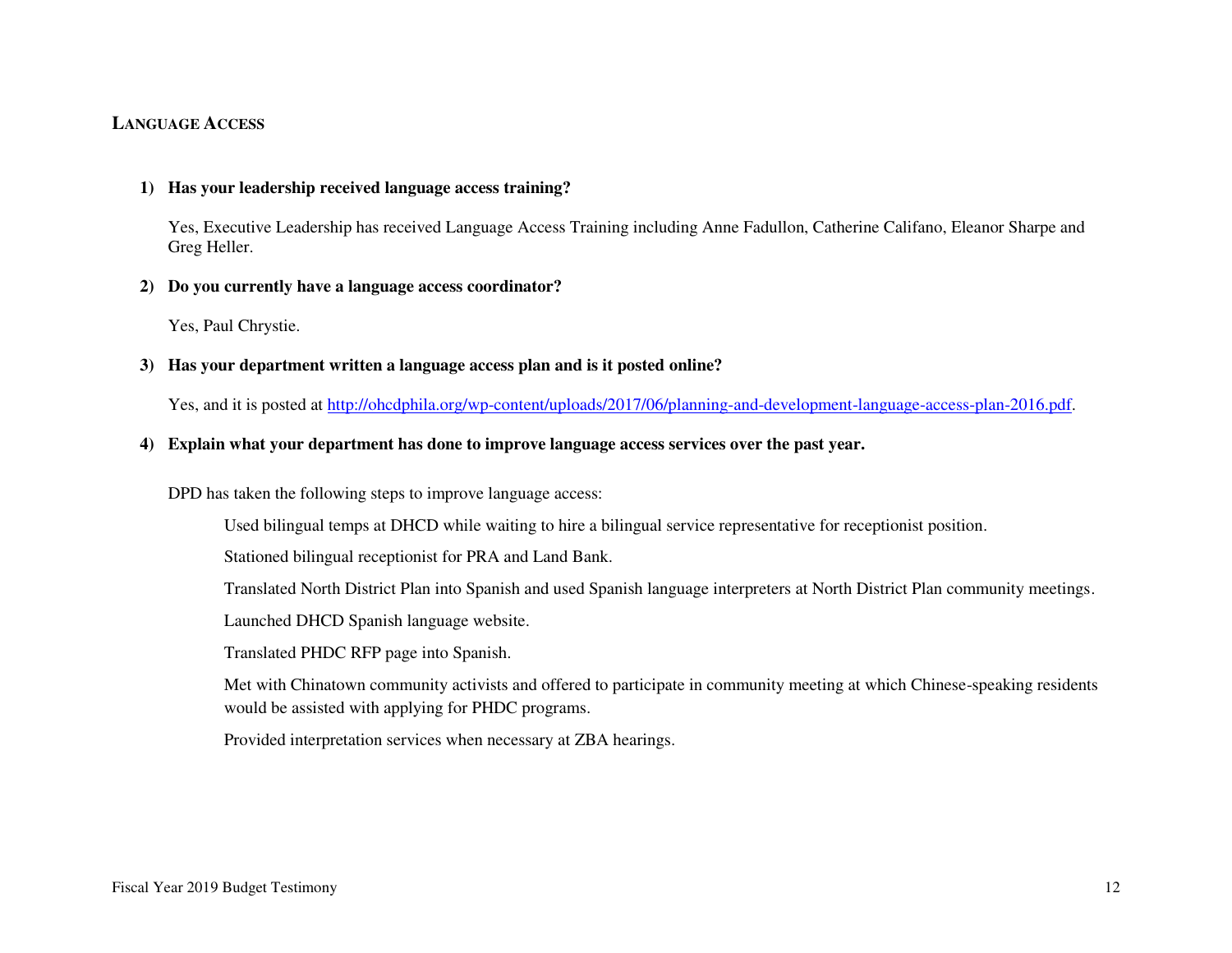## Language Access

1) **Has your leadership received language access training?**

   Yes, Executive Leadership has received Language Access Training including Anne Fadullon, Catherine Califano, Eleanor Sharpe and Greg Heller.

2) **Do you currently have a language access coordinator?**

   Yes, Paul Chrystie.

3) **Has your department written a language access plan and is it posted online?**

   Yes, and it is posted at http://ohcdphila.org/wp-content/uploads/2017/06/planning-and-development-language-access-plan-2016.pdf.

4) **Explain what your department has done to improve language access services over the past year.**

   DPD has taken the following steps to improve language access:

   Used bilingual temps at DHCD while waiting to hire a bilingual service representative for receptionist position.

   Stationed bilingual receptionist for PRA and Land Bank.

   Translated North District Plan into Spanish and used Spanish language interpreters at North District Plan community meetings.

   Launched DHCD Spanish language website.

   Translated PHDC RFP page into Spanish.

   Met with Chinatown community activists and offered to participate in community meeting at which Chinese-speaking residents would be assisted with applying for PHDC programs.

   Provided interpretation services when necessary at ZBA hearings.